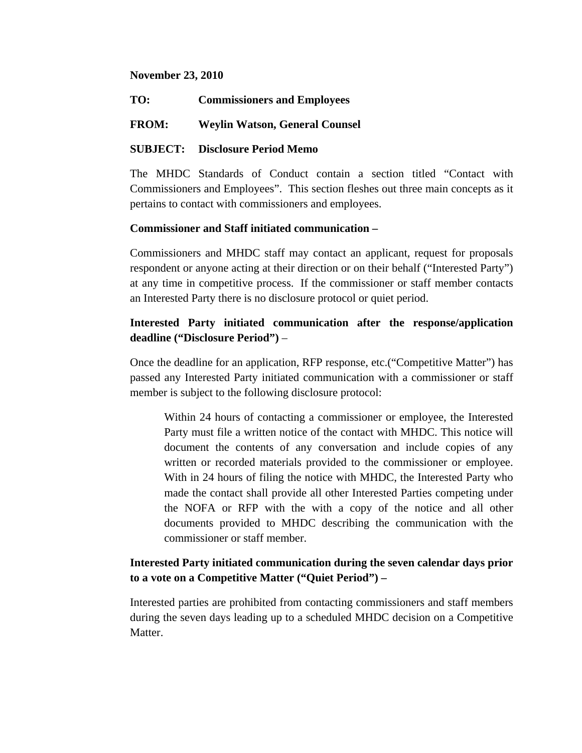**November 23, 2010**

**TO:** **Commissioners and Employees**

**FROM:** **Weylin Watson, General Counsel**

**SUBJECT:** **Disclosure Period Memo**

The MHDC Standards of Conduct contain a section titled "Contact with Commissioners and Employees". This section fleshes out three main concepts as it pertains to contact with commissioners and employees.

**Commissioner and Staff initiated communication –**

Commissioners and MHDC staff may contact an applicant, request for proposals respondent or anyone acting at their direction or on their behalf ("Interested Party") at any time in competitive process. If the commissioner or staff member contacts an Interested Party there is no disclosure protocol or quiet period.

**Interested Party initiated communication after the response/application deadline ("Disclosure Period")** –

Once the deadline for an application, RFP response, etc.("Competitive Matter") has passed any Interested Party initiated communication with a commissioner or staff member is subject to the following disclosure protocol:

> Within 24 hours of contacting a commissioner or employee, the Interested Party must file a written notice of the contact with MHDC. This notice will document the contents of any conversation and include copies of any written or recorded materials provided to the commissioner or employee. With in 24 hours of filing the notice with MHDC, the Interested Party who made the contact shall provide all other Interested Parties competing under the NOFA or RFP with the with a copy of the notice and all other documents provided to MHDC describing the communication with the commissioner or staff member.

**Interested Party initiated communication during the seven calendar days prior to a vote on a Competitive Matter ("Quiet Period") –**

Interested parties are prohibited from contacting commissioners and staff members during the seven days leading up to a scheduled MHDC decision on a Competitive Matter.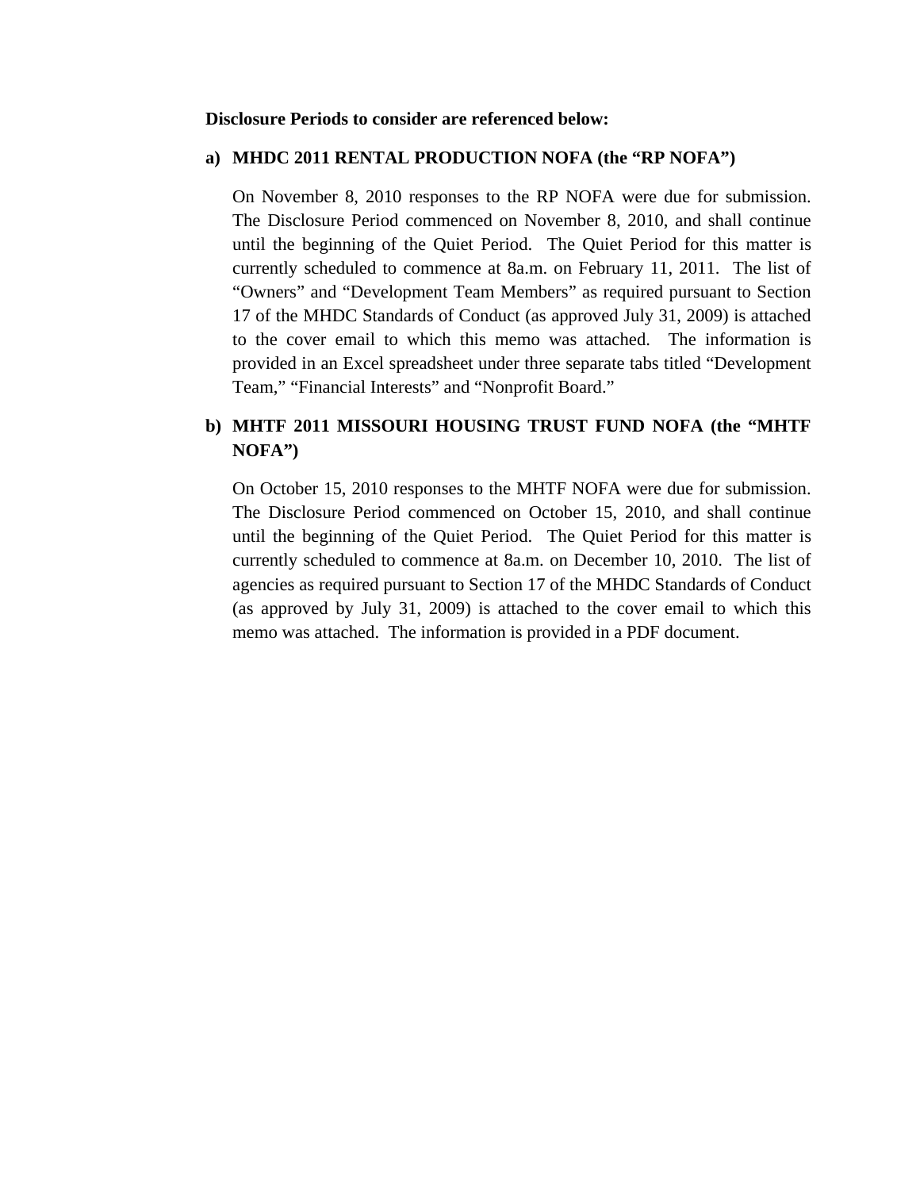**Disclosure Periods to consider are referenced below:**

**a) MHDC 2011 RENTAL PRODUCTION NOFA (the "RP NOFA")**

On November 8, 2010 responses to the RP NOFA were due for submission. The Disclosure Period commenced on November 8, 2010, and shall continue until the beginning of the Quiet Period. The Quiet Period for this matter is currently scheduled to commence at 8a.m. on February 11, 2011. The list of "Owners" and "Development Team Members" as required pursuant to Section 17 of the MHDC Standards of Conduct (as approved July 31, 2009) is attached to the cover email to which this memo was attached. The information is provided in an Excel spreadsheet under three separate tabs titled "Development Team," "Financial Interests" and "Nonprofit Board."

**b) MHTF 2011 MISSOURI HOUSING TRUST FUND NOFA (the "MHTF NOFA")**

On October 15, 2010 responses to the MHTF NOFA were due for submission. The Disclosure Period commenced on October 15, 2010, and shall continue until the beginning of the Quiet Period. The Quiet Period for this matter is currently scheduled to commence at 8a.m. on December 10, 2010. The list of agencies as required pursuant to Section 17 of the MHDC Standards of Conduct (as approved by July 31, 2009) is attached to the cover email to which this memo was attached. The information is provided in a PDF document.